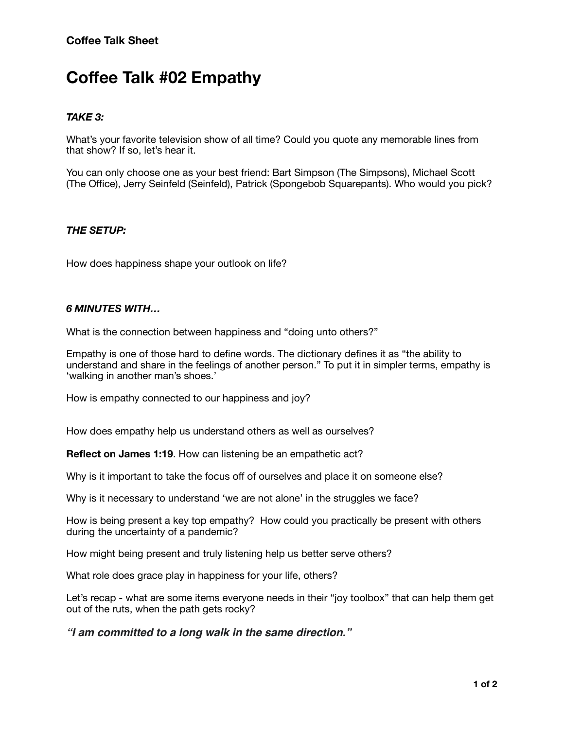**Coffee Talk Sheet**

# Coffee Talk #02 Empathy

***TAKE 3:***

What's your favorite television show of all time? Could you quote any memorable lines from that show? If so, let's hear it.

You can only choose one as your best friend: Bart Simpson (The Simpsons), Michael Scott (The Office), Jerry Seinfeld (Seinfeld), Patrick (Spongebob Squarepants). Who would you pick?

***THE SETUP:***

How does happiness shape your outlook on life?

***6 MINUTES WITH…***

What is the connection between happiness and "doing unto others?"

Empathy is one of those hard to define words. The dictionary defines it as "the ability to understand and share in the feelings of another person." To put it in simpler terms, empathy is 'walking in another man's shoes.'

How is empathy connected to our happiness and joy?

How does empathy help us understand others as well as ourselves?

**Reflect on James 1:19**. How can listening be an empathetic act?

Why is it important to take the focus off of ourselves and place it on someone else?

Why is it necessary to understand 'we are not alone' in the struggles we face?

How is being present a key top empathy? How could you practically be present with others during the uncertainty of a pandemic?

How might being present and truly listening help us better serve others?

What role does grace play in happiness for your life, others?

Let's recap - what are some items everyone needs in their "joy toolbox" that can help them get out of the ruts, when the path gets rocky?

***"I am committed to a long walk in the same direction."***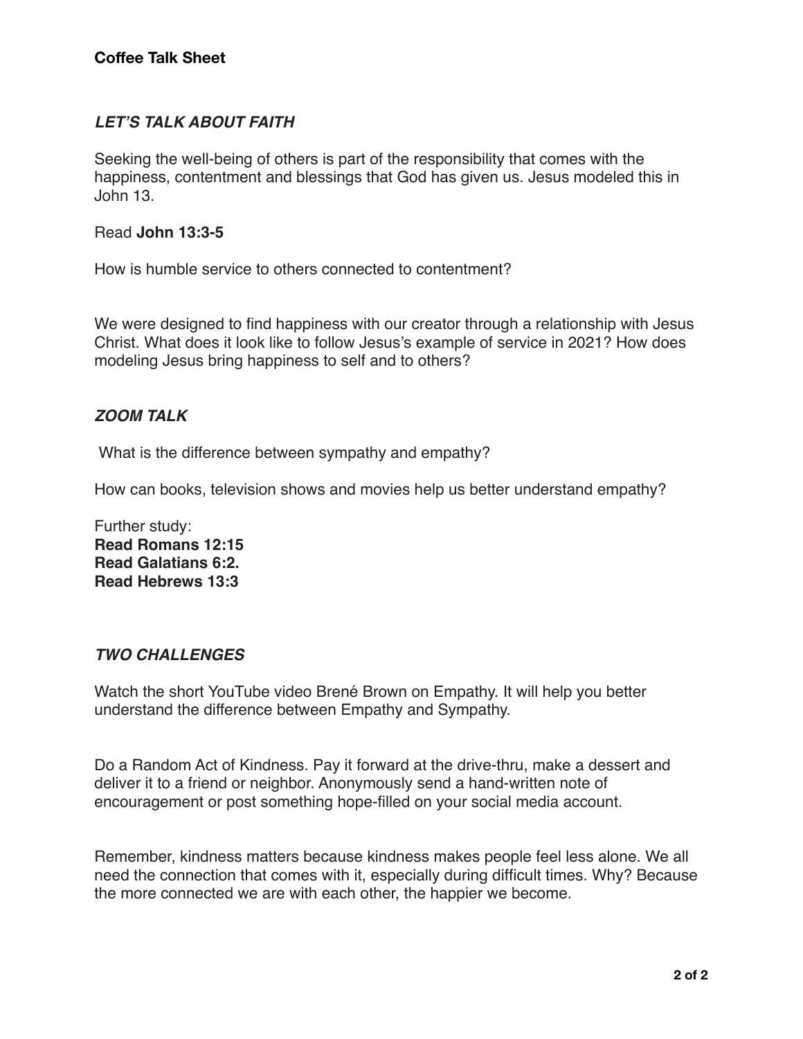**Coffee Talk Sheet**

## ***LET'S TALK ABOUT FAITH***

Seeking the well-being of others is part of the responsibility that comes with the happiness, contentment and blessings that God has given us. Jesus modeled this in John 13.

Read **John 13:3-5**

How is humble service to others connected to contentment?

We were designed to find happiness with our creator through a relationship with Jesus Christ. What does it look like to follow Jesus's example of service in 2021? How does modeling Jesus bring happiness to self and to others?

## ***ZOOM TALK***

What is the difference between sympathy and empathy?

How can books, television shows and movies help us better understand empathy?

Further study:
**Read Romans 12:15**
**Read Galatians 6:2.**
**Read Hebrews 13:3**

## ***TWO CHALLENGES***

Watch the short YouTube video Brené Brown on Empathy. It will help you better understand the difference between Empathy and Sympathy.

Do a Random Act of Kindness. Pay it forward at the drive-thru, make a dessert and deliver it to a friend or neighbor. Anonymously send a hand-written note of encouragement or post something hope-filled on your social media account.

Remember, kindness matters because kindness makes people feel less alone. We all need the connection that comes with it, especially during difficult times. Why? Because the more connected we are with each other, the happier we become.